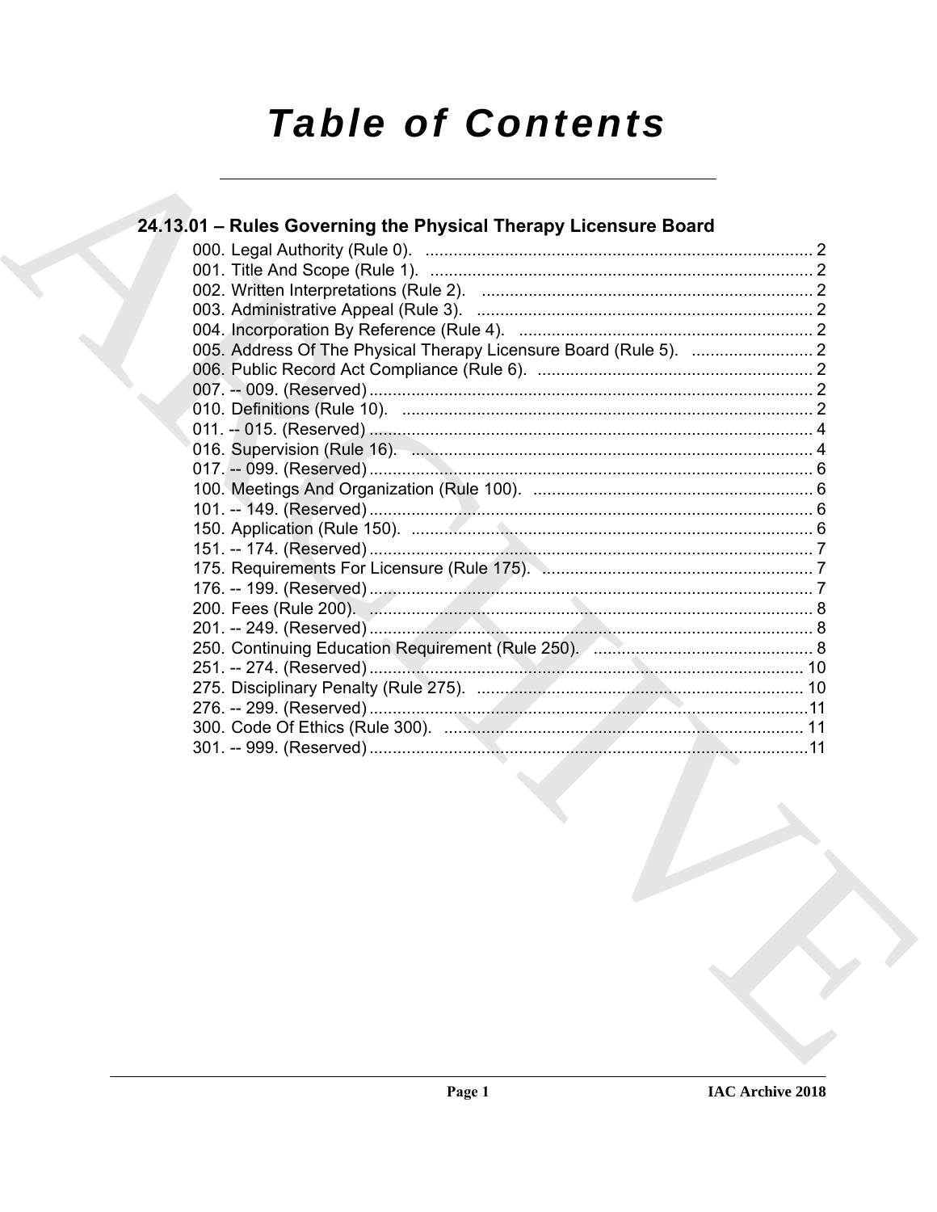# Table of Contents

## 24.13.01 – Rules Governing the Physical Therapy Licensure Board

000. Legal Authority (Rule 0). ... 2
001. Title And Scope (Rule 1). ... 2
002. Written Interpretations (Rule 2). ... 2
003. Administrative Appeal (Rule 3). ... 2
004. Incorporation By Reference (Rule 4). ... 2
005. Address Of The Physical Therapy Licensure Board (Rule 5). ... 2
006. Public Record Act Compliance (Rule 6). ... 2
007. -- 009. (Reserved) ... 2
010. Definitions (Rule 10). ... 2
011. -- 015. (Reserved) ... 4
016. Supervision (Rule 16). ... 4
017. -- 099. (Reserved) ... 6
100. Meetings And Organization (Rule 100). ... 6
101. -- 149. (Reserved) ... 6
150. Application (Rule 150). ... 6
151. -- 174. (Reserved) ... 7
175. Requirements For Licensure (Rule 175). ... 7
176. -- 199. (Reserved) ... 7
200. Fees (Rule 200). ... 8
201. -- 249. (Reserved) ... 8
250. Continuing Education Requirement (Rule 250). ... 8
251. -- 274. (Reserved) ... 10
275. Disciplinary Penalty (Rule 275). ... 10
276. -- 299. (Reserved) ... 11
300. Code Of Ethics (Rule 300). ... 11
301. -- 999. (Reserved) ... 11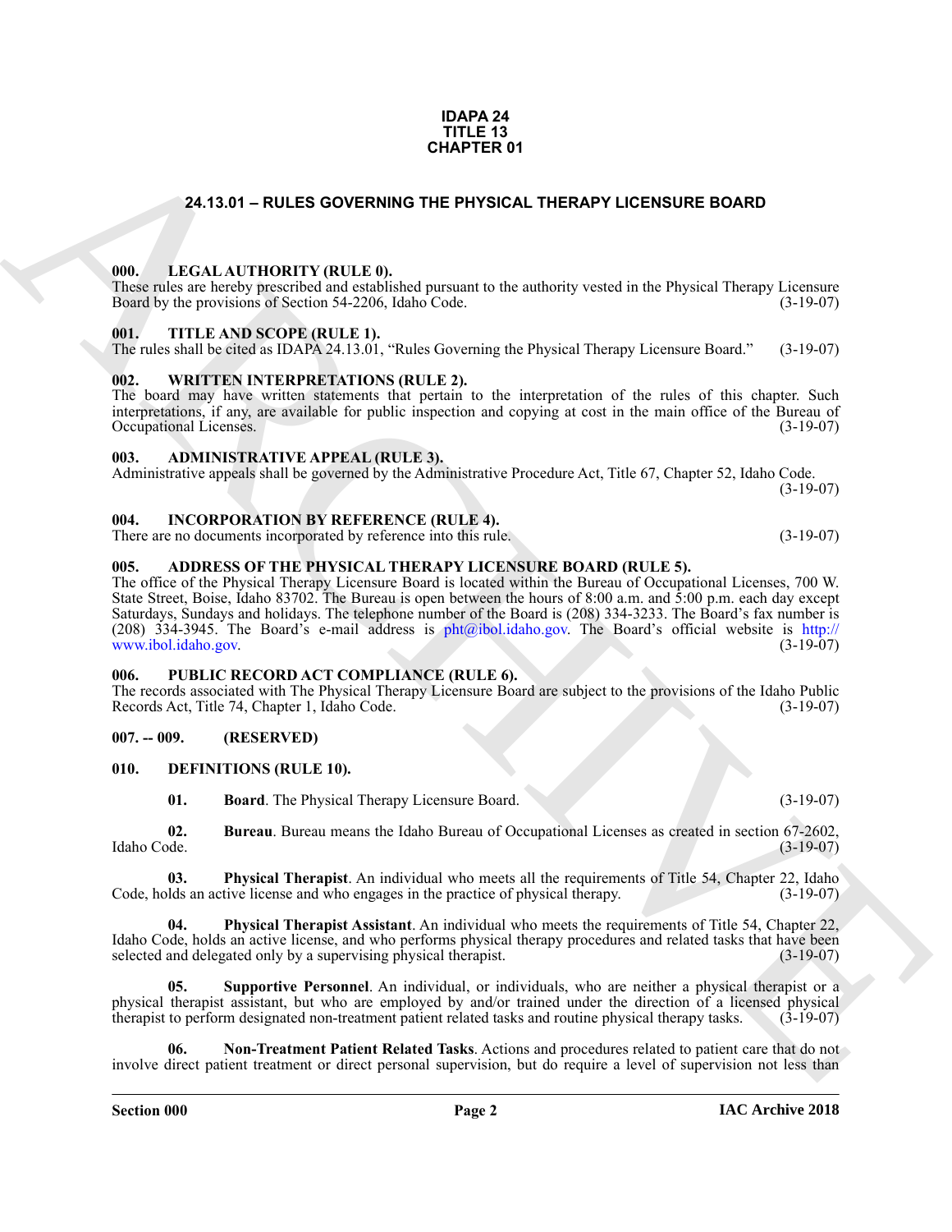IDAPA 24
TITLE 13
CHAPTER 01

# 24.13.01 – RULES GOVERNING THE PHYSICAL THERAPY LICENSURE BOARD

## 000. LEGAL AUTHORITY (RULE 0).

These rules are hereby prescribed and established pursuant to the authority vested in the Physical Therapy Licensure Board by the provisions of Section 54-2206, Idaho Code. (3-19-07)

## 001. TITLE AND SCOPE (RULE 1).

The rules shall be cited as IDAPA 24.13.01, "Rules Governing the Physical Therapy Licensure Board." (3-19-07)

## 002. WRITTEN INTERPRETATIONS (RULE 2).

The board may have written statements that pertain to the interpretation of the rules of this chapter. Such interpretations, if any, are available for public inspection and copying at cost in the main office of the Bureau of Occupational Licenses. (3-19-07)

## 003. ADMINISTRATIVE APPEAL (RULE 3).

Administrative appeals shall be governed by the Administrative Procedure Act, Title 67, Chapter 52, Idaho Code. (3-19-07)

## 004. INCORPORATION BY REFERENCE (RULE 4).

There are no documents incorporated by reference into this rule. (3-19-07)

## 005. ADDRESS OF THE PHYSICAL THERAPY LICENSURE BOARD (RULE 5).

The office of the Physical Therapy Licensure Board is located within the Bureau of Occupational Licenses, 700 W. State Street, Boise, Idaho 83702. The Bureau is open between the hours of 8:00 a.m. and 5:00 p.m. each day except Saturdays, Sundays and holidays. The telephone number of the Board is (208) 334-3233. The Board's fax number is (208) 334-3945. The Board's e-mail address is pht@ibol.idaho.gov. The Board's official website is http://www.ibol.idaho.gov. (3-19-07)

## 006. PUBLIC RECORD ACT COMPLIANCE (RULE 6).

The records associated with The Physical Therapy Licensure Board are subject to the provisions of the Idaho Public Records Act, Title 74, Chapter 1, Idaho Code. (3-19-07)

## 007. -- 009. (RESERVED)

## 010. DEFINITIONS (RULE 10).

**01. Board**. The Physical Therapy Licensure Board. (3-19-07)

**02. Bureau**. Bureau means the Idaho Bureau of Occupational Licenses as created in section 67-2602, Idaho Code. (3-19-07)

**03. Physical Therapist**. An individual who meets all the requirements of Title 54, Chapter 22, Idaho Code, holds an active license and who engages in the practice of physical therapy. (3-19-07)

**04. Physical Therapist Assistant**. An individual who meets the requirements of Title 54, Chapter 22, Idaho Code, holds an active license, and who performs physical therapy procedures and related tasks that have been selected and delegated only by a supervising physical therapist. (3-19-07)

**05. Supportive Personnel**. An individual, or individuals, who are neither a physical therapist or a physical therapist assistant, but who are employed by and/or trained under the direction of a licensed physical therapist to perform designated non-treatment patient related tasks and routine physical therapy tasks. (3-19-07)

**06. Non-Treatment Patient Related Tasks**. Actions and procedures related to patient care that do not involve direct patient treatment or direct personal supervision, but do require a level of supervision not less than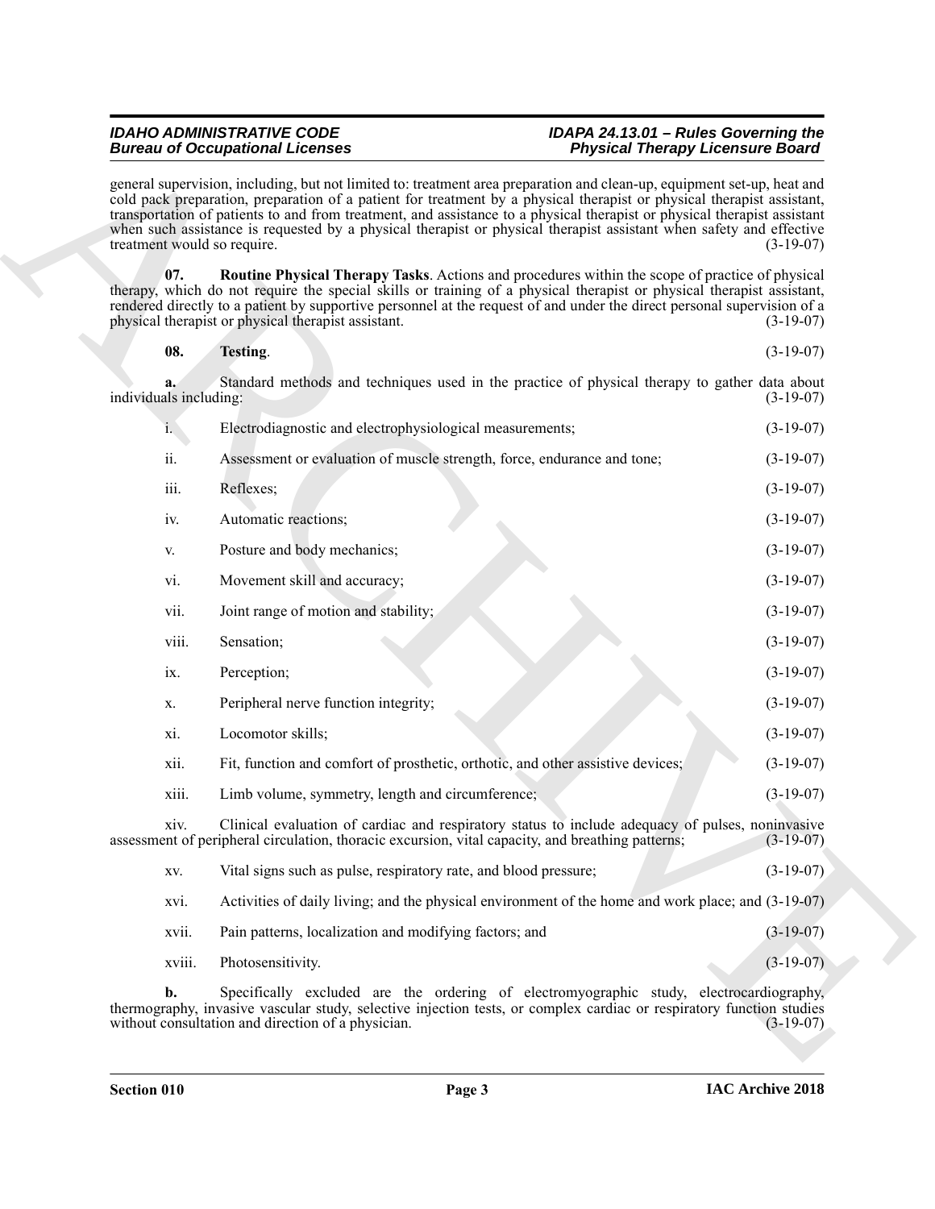general supervision, including, but not limited to: treatment area preparation and clean-up, equipment set-up, heat and cold pack preparation, preparation of a patient for treatment by a physical therapist or physical therapist assistant, transportation of patients to and from treatment, and assistance to a physical therapist or physical therapist assistant when such assistance is requested by a physical therapist or physical therapist assistant when safety and effective treatment would so require. (3-19-07)

**07. Routine Physical Therapy Tasks**. Actions and procedures within the scope of practice of physical therapy, which do not require the special skills or training of a physical therapist or physical therapist assistant, rendered directly to a patient by supportive personnel at the request of and under the direct personal supervision of a physical therapist or physical therapist assistant. (3-19-07)

**08. Testing**. (3-19-07)

**a.** Standard methods and techniques used in the practice of physical therapy to gather data about individuals including: (3-19-07)

i. Electrodiagnostic and electrophysiological measurements; (3-19-07)

ii. Assessment or evaluation of muscle strength, force, endurance and tone; (3-19-07)

iii. Reflexes; (3-19-07)

iv. Automatic reactions; (3-19-07)

v. Posture and body mechanics; (3-19-07)

vi. Movement skill and accuracy; (3-19-07)

vii. Joint range of motion and stability; (3-19-07)

viii. Sensation; (3-19-07)

ix. Perception; (3-19-07)

x. Peripheral nerve function integrity; (3-19-07)

xi. Locomotor skills; (3-19-07)

xii. Fit, function and comfort of prosthetic, orthotic, and other assistive devices; (3-19-07)

xiii. Limb volume, symmetry, length and circumference; (3-19-07)

xiv. Clinical evaluation of cardiac and respiratory status to include adequacy of pulses, noninvasive assessment of peripheral circulation, thoracic excursion, vital capacity, and breathing patterns; (3-19-07)

xv. Vital signs such as pulse, respiratory rate, and blood pressure; (3-19-07)

xvi. Activities of daily living; and the physical environment of the home and work place; and (3-19-07)

xvii. Pain patterns, localization and modifying factors; and (3-19-07)

xviii. Photosensitivity. (3-19-07)

**b.** Specifically excluded are the ordering of electromyographic study, electrocardiography, thermography, invasive vascular study, selective injection tests, or complex cardiac or respiratory function studies without consultation and direction of a physician. (3-19-07)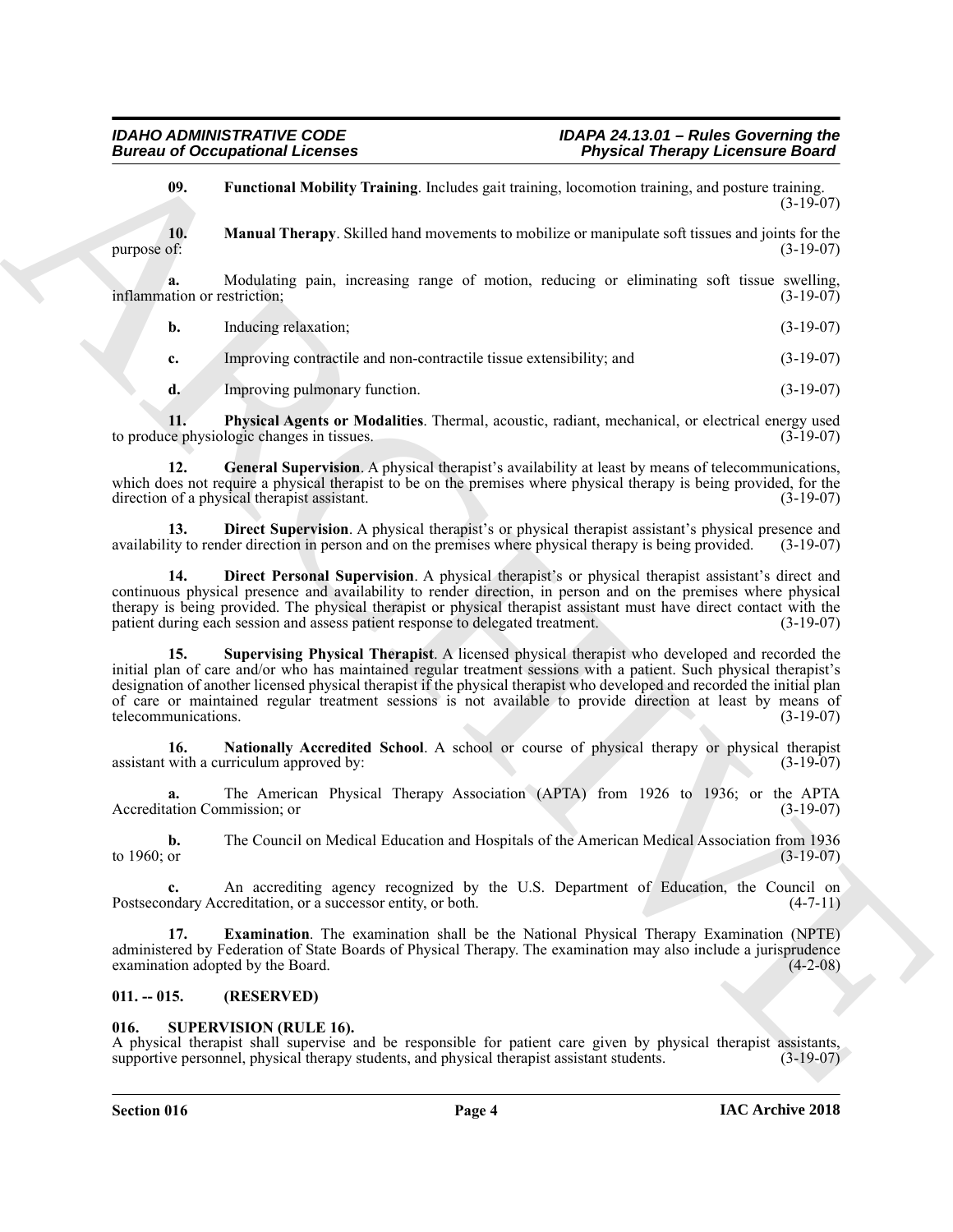**09. Functional Mobility Training**. Includes gait training, locomotion training, and posture training. (3-19-07)

**10. Manual Therapy**. Skilled hand movements to mobilize or manipulate soft tissues and joints for the purpose of: (3-19-07)

**a.** Modulating pain, increasing range of motion, reducing or eliminating soft tissue swelling, inflammation or restriction; (3-19-07)

**b.** Inducing relaxation; (3-19-07)

**c.** Improving contractile and non-contractile tissue extensibility; and (3-19-07)

**d.** Improving pulmonary function. (3-19-07)

**11. Physical Agents or Modalities**. Thermal, acoustic, radiant, mechanical, or electrical energy used to produce physiologic changes in tissues. (3-19-07)

**12. General Supervision**. A physical therapist's availability at least by means of telecommunications, which does not require a physical therapist to be on the premises where physical therapy is being provided, for the direction of a physical therapist assistant. (3-19-07)

**13. Direct Supervision**. A physical therapist's or physical therapist assistant's physical presence and availability to render direction in person and on the premises where physical therapy is being provided. (3-19-07)

**14. Direct Personal Supervision**. A physical therapist's or physical therapist assistant's direct and continuous physical presence and availability to render direction, in person and on the premises where physical therapy is being provided. The physical therapist or physical therapist assistant must have direct contact with the patient during each session and assess patient response to delegated treatment. (3-19-07)

**15. Supervising Physical Therapist**. A licensed physical therapist who developed and recorded the initial plan of care and/or who has maintained regular treatment sessions with a patient. Such physical therapist's designation of another licensed physical therapist if the physical therapist who developed and recorded the initial plan of care or maintained regular treatment sessions is not available to provide direction at least by means of telecommunications. (3-19-07)

**16. Nationally Accredited School**. A school or course of physical therapy or physical therapist assistant with a curriculum approved by: (3-19-07)

**a.** The American Physical Therapy Association (APTA) from 1926 to 1936; or the APTA Accreditation Commission; or (3-19-07)

**b.** The Council on Medical Education and Hospitals of the American Medical Association from 1936 to 1960; or (3-19-07)

**c.** An accrediting agency recognized by the U.S. Department of Education, the Council on Postsecondary Accreditation, or a successor entity, or both. (4-7-11)

**17. Examination**. The examination shall be the National Physical Therapy Examination (NPTE) administered by Federation of State Boards of Physical Therapy. The examination may also include a jurisprudence examination adopted by the Board. (4-2-08)

### 011. -- 015. (RESERVED)

### 016. SUPERVISION (RULE 16).

A physical therapist shall supervise and be responsible for patient care given by physical therapist assistants, supportive personnel, physical therapy students, and physical therapist assistant students. (3-19-07)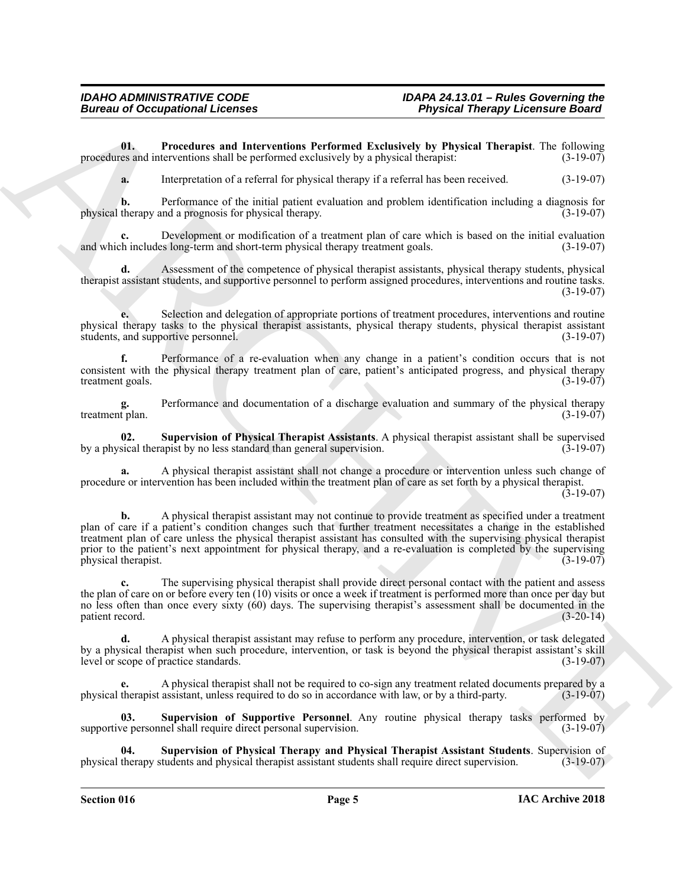**01. Procedures and Interventions Performed Exclusively by Physical Therapist**. The following procedures and interventions shall be performed exclusively by a physical therapist: (3-19-07)

**a.** Interpretation of a referral for physical therapy if a referral has been received. (3-19-07)

**b.** Performance of the initial patient evaluation and problem identification including a diagnosis for physical therapy and a prognosis for physical therapy. (3-19-07)

**c.** Development or modification of a treatment plan of care which is based on the initial evaluation and which includes long-term and short-term physical therapy treatment goals. (3-19-07)

**d.** Assessment of the competence of physical therapist assistants, physical therapy students, physical therapist assistant students, and supportive personnel to perform assigned procedures, interventions and routine tasks. (3-19-07)

**e.** Selection and delegation of appropriate portions of treatment procedures, interventions and routine physical therapy tasks to the physical therapist assistants, physical therapy students, physical therapist assistant students, and supportive personnel. (3-19-07)

**f.** Performance of a re-evaluation when any change in a patient's condition occurs that is not consistent with the physical therapy treatment plan of care, patient's anticipated progress, and physical therapy treatment goals. (3-19-07)

**g.** Performance and documentation of a discharge evaluation and summary of the physical therapy treatment plan. (3-19-07)

**02. Supervision of Physical Therapist Assistants**. A physical therapist assistant shall be supervised by a physical therapist by no less standard than general supervision. (3-19-07)

**a.** A physical therapist assistant shall not change a procedure or intervention unless such change of procedure or intervention has been included within the treatment plan of care as set forth by a physical therapist. (3-19-07)

**b.** A physical therapist assistant may not continue to provide treatment as specified under a treatment plan of care if a patient's condition changes such that further treatment necessitates a change in the established treatment plan of care unless the physical therapist assistant has consulted with the supervising physical therapist prior to the patient's next appointment for physical therapy, and a re-evaluation is completed by the supervising physical therapist. (3-19-07)

**c.** The supervising physical therapist shall provide direct personal contact with the patient and assess the plan of care on or before every ten (10) visits or once a week if treatment is performed more than once per day but no less often than once every sixty (60) days. The supervising therapist's assessment shall be documented in the patient record. (3-20-14)

**d.** A physical therapist assistant may refuse to perform any procedure, intervention, or task delegated by a physical therapist when such procedure, intervention, or task is beyond the physical therapist assistant's skill level or scope of practice standards. (3-19-07)

**e.** A physical therapist shall not be required to co-sign any treatment related documents prepared by a physical therapist assistant, unless required to do so in accordance with law, or by a third-party. (3-19-07)

**03. Supervision of Supportive Personnel**. Any routine physical therapy tasks performed by supportive personnel shall require direct personal supervision. (3-19-07)

**04. Supervision of Physical Therapy and Physical Therapist Assistant Students**. Supervision of physical therapy students and physical therapist assistant students shall require direct supervision. (3-19-07)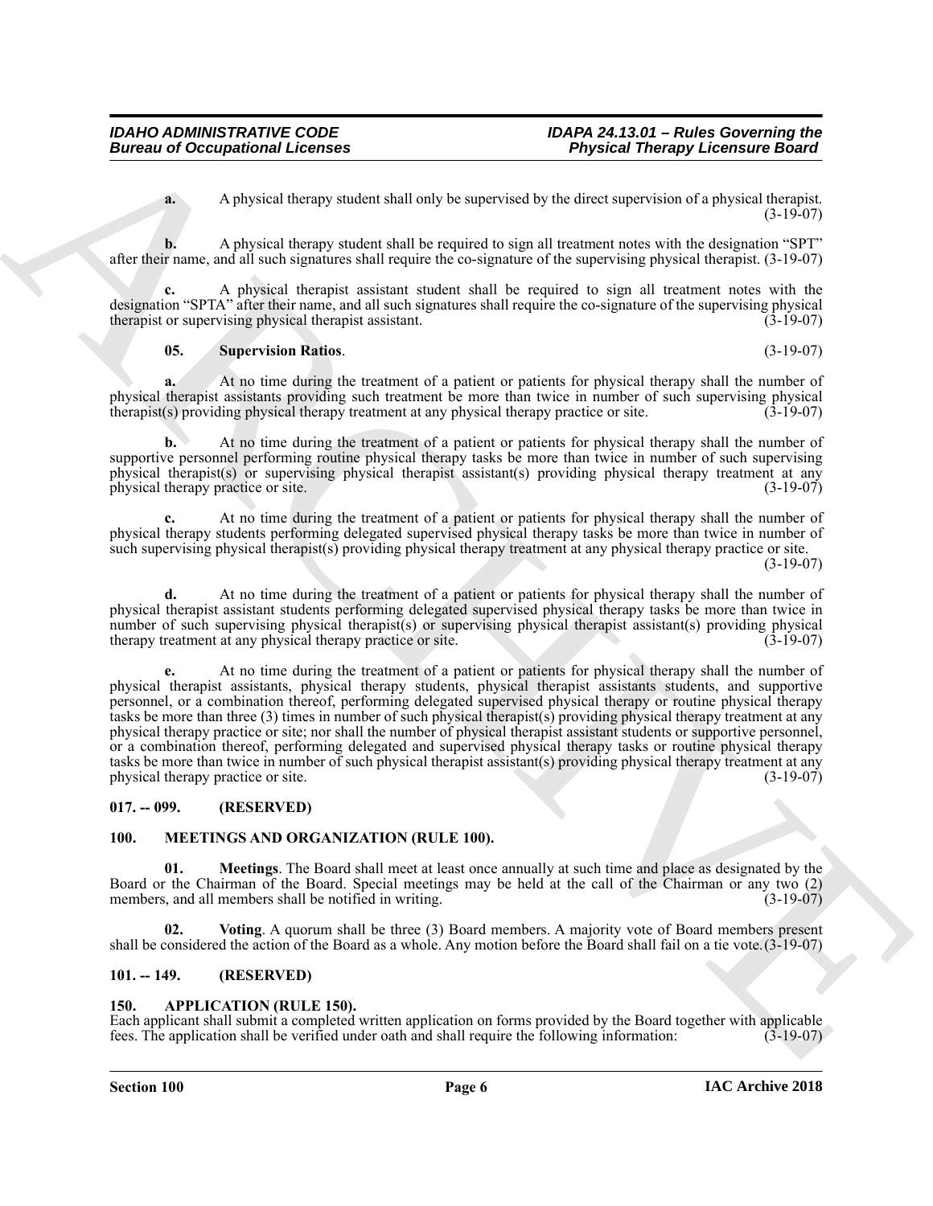**a.** A physical therapy student shall only be supervised by the direct supervision of a physical therapist. (3-19-07)

**b.** A physical therapy student shall be required to sign all treatment notes with the designation "SPT" after their name, and all such signatures shall require the co-signature of the supervising physical therapist. (3-19-07)

**c.** A physical therapist assistant student shall be required to sign all treatment notes with the designation "SPTA" after their name, and all such signatures shall require the co-signature of the supervising physical therapist or supervising physical therapist assistant. (3-19-07)

**05. Supervision Ratios**. (3-19-07)

**a.** At no time during the treatment of a patient or patients for physical therapy shall the number of physical therapist assistants providing such treatment be more than twice in number of such supervising physical therapist(s) providing physical therapy treatment at any physical therapy practice or site. (3-19-07)

**b.** At no time during the treatment of a patient or patients for physical therapy shall the number of supportive personnel performing routine physical therapy tasks be more than twice in number of such supervising physical therapist(s) or supervising physical therapist assistant(s) providing physical therapy treatment at any physical therapy practice or site. (3-19-07)

**c.** At no time during the treatment of a patient or patients for physical therapy shall the number of physical therapy students performing delegated supervised physical therapy tasks be more than twice in number of such supervising physical therapist(s) providing physical therapy treatment at any physical therapy practice or site. (3-19-07)

**d.** At no time during the treatment of a patient or patients for physical therapy shall the number of physical therapist assistant students performing delegated supervised physical therapy tasks be more than twice in number of such supervising physical therapist(s) or supervising physical therapist assistant(s) providing physical therapy treatment at any physical therapy practice or site. (3-19-07)

**e.** At no time during the treatment of a patient or patients for physical therapy shall the number of physical therapist assistants, physical therapy students, physical therapist assistants students, and supportive personnel, or a combination thereof, performing delegated supervised physical therapy or routine physical therapy tasks be more than three (3) times in number of such physical therapist(s) providing physical therapy treatment at any physical therapy practice or site; nor shall the number of physical therapist assistant students or supportive personnel, or a combination thereof, performing delegated and supervised physical therapy tasks or routine physical therapy tasks be more than twice in number of such physical therapist assistant(s) providing physical therapy treatment at any physical therapy practice or site. (3-19-07)

## 017. -- 099. (RESERVED)

## 100. MEETINGS AND ORGANIZATION (RULE 100).

**01. Meetings**. The Board shall meet at least once annually at such time and place as designated by the Board or the Chairman of the Board. Special meetings may be held at the call of the Chairman or any two (2) members, and all members shall be notified in writing. (3-19-07)

**02. Voting**. A quorum shall be three (3) Board members. A majority vote of Board members present shall be considered the action of the Board as a whole. Any motion before the Board shall fail on a tie vote. (3-19-07)

## 101. -- 149. (RESERVED)

## 150. APPLICATION (RULE 150).

Each applicant shall submit a completed written application on forms provided by the Board together with applicable fees. The application shall be verified under oath and shall require the following information: (3-19-07)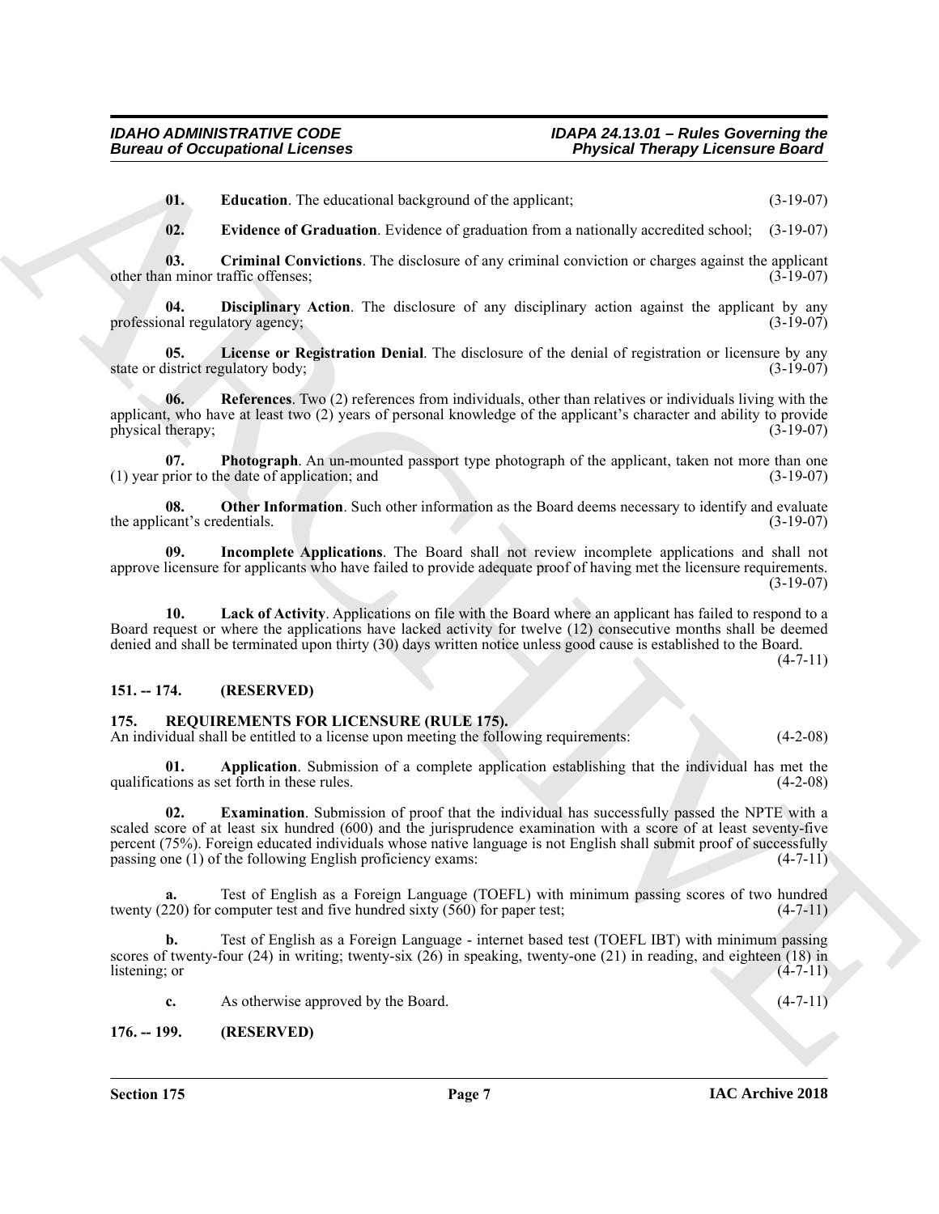**01. Education**. The educational background of the applicant; (3-19-07)

**02. Evidence of Graduation**. Evidence of graduation from a nationally accredited school; (3-19-07)

**03. Criminal Convictions**. The disclosure of any criminal conviction or charges against the applicant other than minor traffic offenses; (3-19-07)

**04. Disciplinary Action**. The disclosure of any disciplinary action against the applicant by any professional regulatory agency; (3-19-07)

**05. License or Registration Denial**. The disclosure of the denial of registration or licensure by any state or district regulatory body; (3-19-07)

**06. References**. Two (2) references from individuals, other than relatives or individuals living with the applicant, who have at least two (2) years of personal knowledge of the applicant's character and ability to provide physical therapy; (3-19-07)

**07. Photograph**. An un-mounted passport type photograph of the applicant, taken not more than one (1) year prior to the date of application; and (3-19-07)

**08. Other Information**. Such other information as the Board deems necessary to identify and evaluate the applicant's credentials. (3-19-07)

**09. Incomplete Applications**. The Board shall not review incomplete applications and shall not approve licensure for applicants who have failed to provide adequate proof of having met the licensure requirements. (3-19-07)

**10. Lack of Activity**. Applications on file with the Board where an applicant has failed to respond to a Board request or where the applications have lacked activity for twelve (12) consecutive months shall be deemed denied and shall be terminated upon thirty (30) days written notice unless good cause is established to the Board. (4-7-11)

## 151. -- 174. (RESERVED)

## 175. REQUIREMENTS FOR LICENSURE (RULE 175).

An individual shall be entitled to a license upon meeting the following requirements: (4-2-08)

**01. Application**. Submission of a complete application establishing that the individual has met the qualifications as set forth in these rules. (4-2-08)

**02. Examination**. Submission of proof that the individual has successfully passed the NPTE with a scaled score of at least six hundred (600) and the jurisprudence examination with a score of at least seventy-five percent (75%). Foreign educated individuals whose native language is not English shall submit proof of successfully passing one (1) of the following English proficiency exams: (4-7-11)

**a.** Test of English as a Foreign Language (TOEFL) with minimum passing scores of two hundred twenty (220) for computer test and five hundred sixty (560) for paper test; (4-7-11)

**b.** Test of English as a Foreign Language - internet based test (TOEFL IBT) with minimum passing scores of twenty-four (24) in writing; twenty-six (26) in speaking, twenty-one (21) in reading, and eighteen (18) in listening; or (4-7-11)

**c.** As otherwise approved by the Board. (4-7-11)

## 176. -- 199. (RESERVED)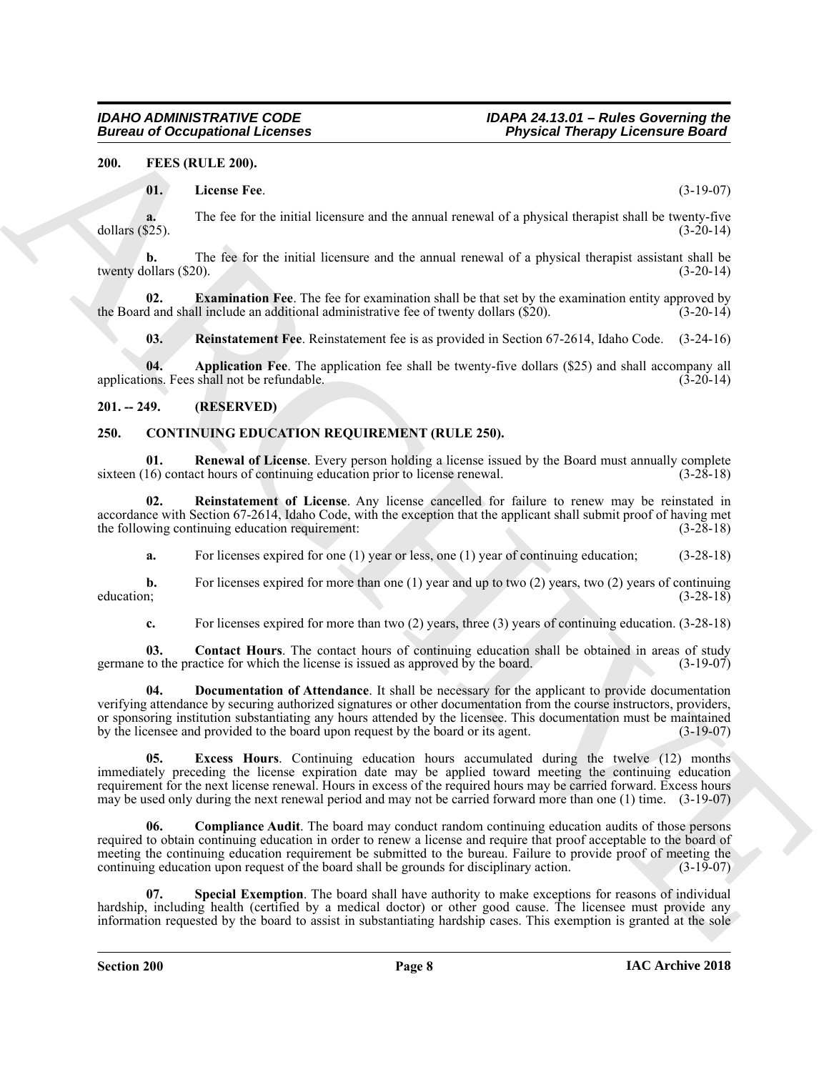## 200. FEES (RULE 200).

**01. License Fee**. (3-19-07)

**a.** The fee for the initial licensure and the annual renewal of a physical therapist shall be twenty-five dollars ($25). (3-20-14)

**b.** The fee for the initial licensure and the annual renewal of a physical therapist assistant shall be twenty dollars ($20). (3-20-14)

**02. Examination Fee**. The fee for examination shall be that set by the examination entity approved by the Board and shall include an additional administrative fee of twenty dollars ($20). (3-20-14)

**03. Reinstatement Fee**. Reinstatement fee is as provided in Section 67-2614, Idaho Code. (3-24-16)

**04. Application Fee**. The application fee shall be twenty-five dollars ($25) and shall accompany all applications. Fees shall not be refundable. (3-20-14)

## 201. -- 249. (RESERVED)

## 250. CONTINUING EDUCATION REQUIREMENT (RULE 250).

**01. Renewal of License**. Every person holding a license issued by the Board must annually complete sixteen (16) contact hours of continuing education prior to license renewal. (3-28-18)

**02. Reinstatement of License**. Any license cancelled for failure to renew may be reinstated in accordance with Section 67-2614, Idaho Code, with the exception that the applicant shall submit proof of having met the following continuing education requirement: (3-28-18)

**a.** For licenses expired for one (1) year or less, one (1) year of continuing education; (3-28-18)

**b.** For licenses expired for more than one (1) year and up to two (2) years, two (2) years of continuing education; (3-28-18)

**c.** For licenses expired for more than two (2) years, three (3) years of continuing education. (3-28-18)

**03. Contact Hours**. The contact hours of continuing education shall be obtained in areas of study germane to the practice for which the license is issued as approved by the board. (3-19-07)

**04. Documentation of Attendance**. It shall be necessary for the applicant to provide documentation verifying attendance by securing authorized signatures or other documentation from the course instructors, providers, or sponsoring institution substantiating any hours attended by the licensee. This documentation must be maintained by the licensee and provided to the board upon request by the board or its agent. (3-19-07)

**05. Excess Hours**. Continuing education hours accumulated during the twelve (12) months immediately preceding the license expiration date may be applied toward meeting the continuing education requirement for the next license renewal. Hours in excess of the required hours may be carried forward. Excess hours may be used only during the next renewal period and may not be carried forward more than one (1) time. (3-19-07)

**06. Compliance Audit**. The board may conduct random continuing education audits of those persons required to obtain continuing education in order to renew a license and require that proof acceptable to the board of meeting the continuing education requirement be submitted to the bureau. Failure to provide proof of meeting the continuing education upon request of the board shall be grounds for disciplinary action. (3-19-07)

**07. Special Exemption**. The board shall have authority to make exceptions for reasons of individual hardship, including health (certified by a medical doctor) or other good cause. The licensee must provide any information requested by the board to assist in substantiating hardship cases. This exemption is granted at the sole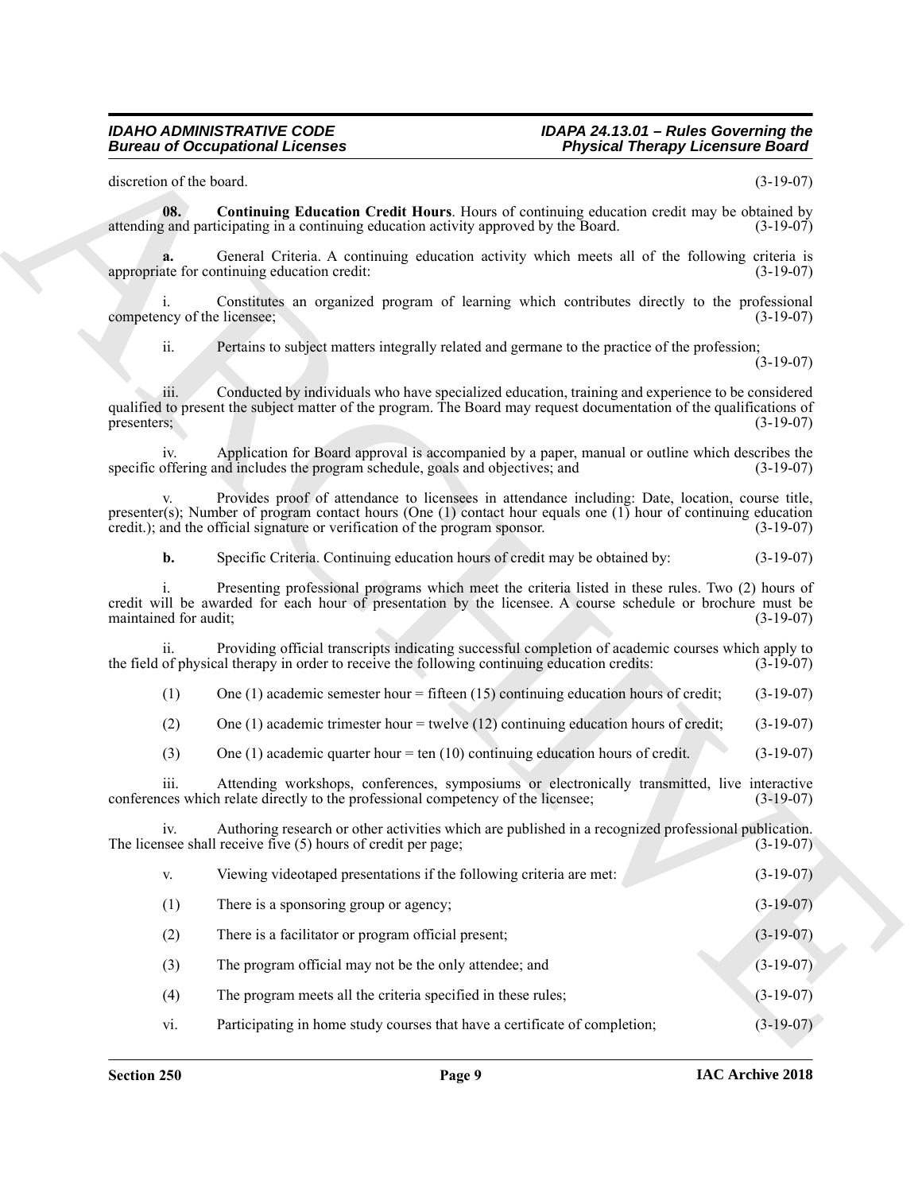discretion of the board. (3-19-07)

**08. Continuing Education Credit Hours**. Hours of continuing education credit may be obtained by attending and participating in a continuing education activity approved by the Board. (3-19-07)

**a.** General Criteria. A continuing education activity which meets all of the following criteria is appropriate for continuing education credit: (3-19-07)

i. Constitutes an organized program of learning which contributes directly to the professional competency of the licensee; (3-19-07)

ii. Pertains to subject matters integrally related and germane to the practice of the profession; (3-19-07)

iii. Conducted by individuals who have specialized education, training and experience to be considered qualified to present the subject matter of the program. The Board may request documentation of the qualifications of presenters; (3-19-07)

iv. Application for Board approval is accompanied by a paper, manual or outline which describes the specific offering and includes the program schedule, goals and objectives; and (3-19-07)

v. Provides proof of attendance to licensees in attendance including: Date, location, course title, presenter(s); Number of program contact hours (One (1) contact hour equals one (1) hour of continuing education credit.); and the official signature or verification of the program sponsor. (3-19-07)

**b.** Specific Criteria. Continuing education hours of credit may be obtained by: (3-19-07)

i. Presenting professional programs which meet the criteria listed in these rules. Two (2) hours of credit will be awarded for each hour of presentation by the licensee. A course schedule or brochure must be maintained for audit; (3-19-07)

ii. Providing official transcripts indicating successful completion of academic courses which apply to the field of physical therapy in order to receive the following continuing education credits: (3-19-07)

(1) One (1) academic semester hour = fifteen (15) continuing education hours of credit; (3-19-07)

(2) One (1) academic trimester hour = twelve (12) continuing education hours of credit; (3-19-07)

(3) One (1) academic quarter hour = ten (10) continuing education hours of credit. (3-19-07)

iii. Attending workshops, conferences, symposiums or electronically transmitted, live interactive conferences which relate directly to the professional competency of the licensee; (3-19-07)

iv. Authoring research or other activities which are published in a recognized professional publication. The licensee shall receive five (5) hours of credit per page; (3-19-07)

v. Viewing videotaped presentations if the following criteria are met: (3-19-07)

(1) There is a sponsoring group or agency; (3-19-07)

(2) There is a facilitator or program official present; (3-19-07)

(3) The program official may not be the only attendee; and (3-19-07)

(4) The program meets all the criteria specified in these rules; (3-19-07)

vi. Participating in home study courses that have a certificate of completion; (3-19-07)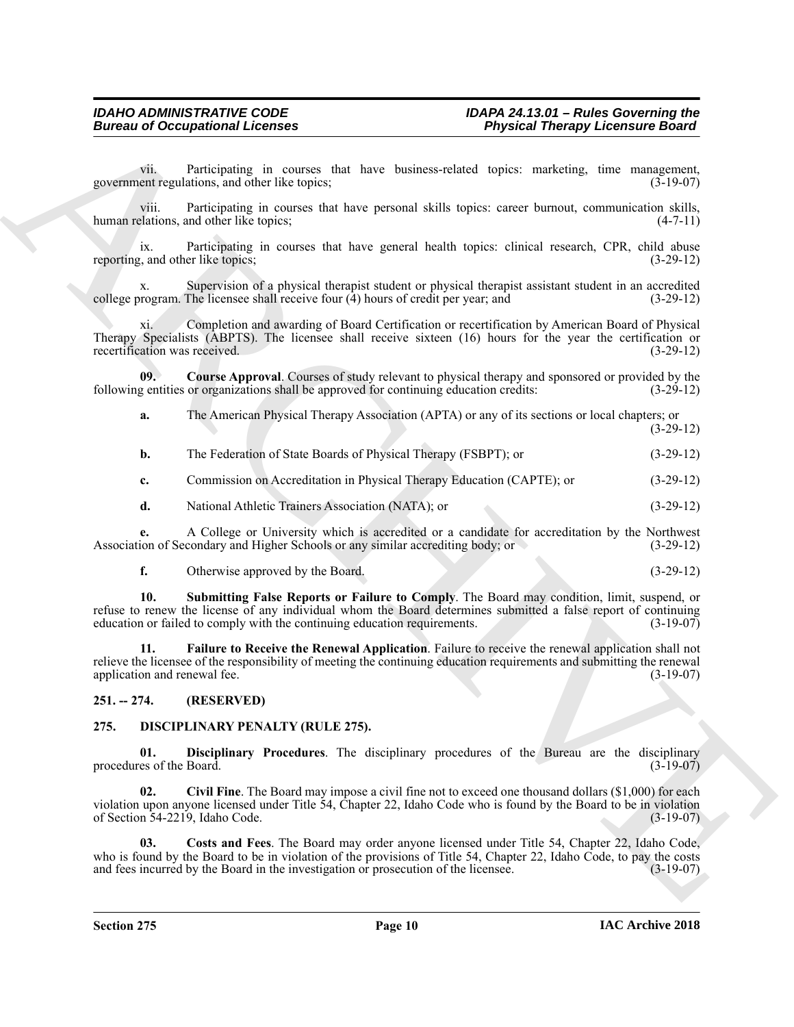vii. Participating in courses that have business-related topics: marketing, time management, government regulations, and other like topics; (3-19-07)

viii. Participating in courses that have personal skills topics: career burnout, communication skills, human relations, and other like topics; (4-7-11)

ix. Participating in courses that have general health topics: clinical research, CPR, child abuse reporting, and other like topics; (3-29-12)

x. Supervision of a physical therapist student or physical therapist assistant student in an accredited college program. The licensee shall receive four (4) hours of credit per year; and (3-29-12)

xi. Completion and awarding of Board Certification or recertification by American Board of Physical Therapy Specialists (ABPTS). The licensee shall receive sixteen (16) hours for the year the certification or recertification was received. (3-29-12)

**09. Course Approval**. Courses of study relevant to physical therapy and sponsored or provided by the following entities or organizations shall be approved for continuing education credits: (3-29-12)

**a.** The American Physical Therapy Association (APTA) or any of its sections or local chapters; or (3-29-12)

**b.** The Federation of State Boards of Physical Therapy (FSBPT); or (3-29-12)

**c.** Commission on Accreditation in Physical Therapy Education (CAPTE); or (3-29-12)

**d.** National Athletic Trainers Association (NATA); or (3-29-12)

**e.** A College or University which is accredited or a candidate for accreditation by the Northwest Association of Secondary and Higher Schools or any similar accrediting body; or (3-29-12)

**f.** Otherwise approved by the Board. (3-29-12)

**10. Submitting False Reports or Failure to Comply**. The Board may condition, limit, suspend, or refuse to renew the license of any individual whom the Board determines submitted a false report of continuing education or failed to comply with the continuing education requirements. (3-19-07)

**11. Failure to Receive the Renewal Application**. Failure to receive the renewal application shall not relieve the licensee of the responsibility of meeting the continuing education requirements and submitting the renewal application and renewal fee. (3-19-07)

## 251. -- 274. (RESERVED)

## 275. DISCIPLINARY PENALTY (RULE 275).

**01. Disciplinary Procedures**. The disciplinary procedures of the Bureau are the disciplinary procedures of the Board. (3-19-07)

**02. Civil Fine**. The Board may impose a civil fine not to exceed one thousand dollars ($1,000) for each violation upon anyone licensed under Title 54, Chapter 22, Idaho Code who is found by the Board to be in violation of Section 54-2219, Idaho Code. (3-19-07)

**03. Costs and Fees**. The Board may order anyone licensed under Title 54, Chapter 22, Idaho Code, who is found by the Board to be in violation of the provisions of Title 54, Chapter 22, Idaho Code, to pay the costs and fees incurred by the Board in the investigation or prosecution of the licensee. (3-19-07)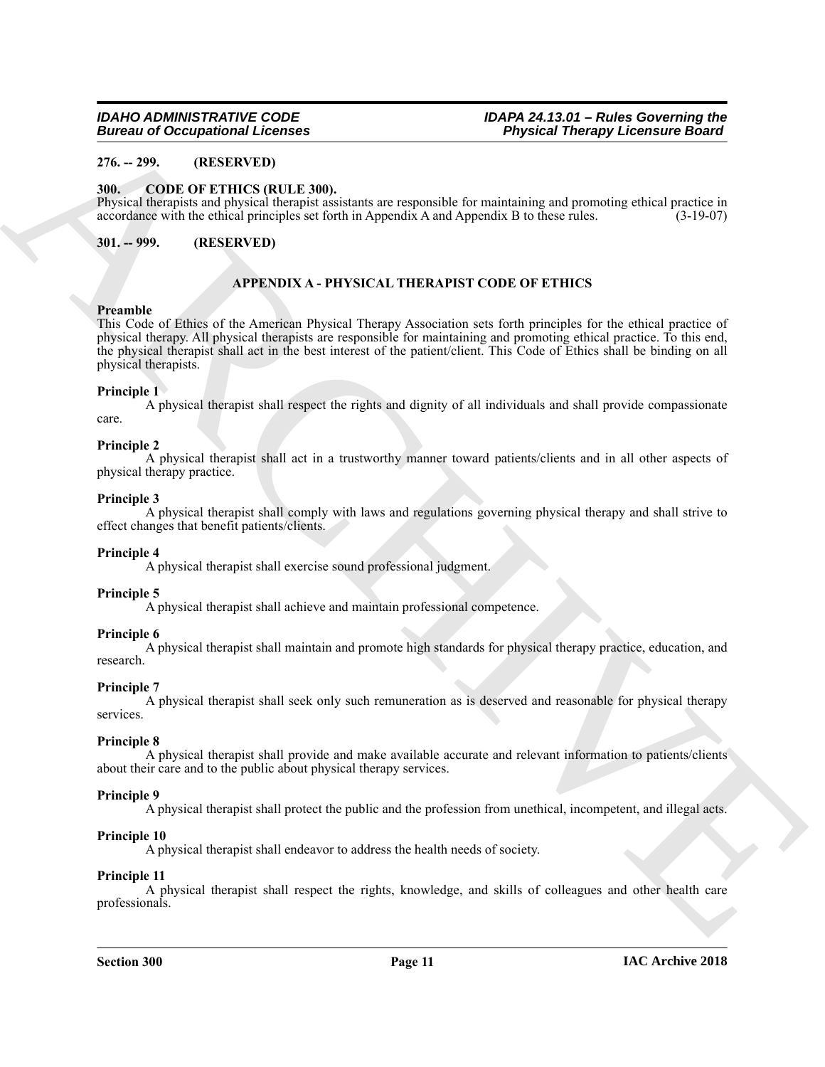**276. -- 299. (RESERVED)**

**300. CODE OF ETHICS (RULE 300).**

Physical therapists and physical therapist assistants are responsible for maintaining and promoting ethical practice in accordance with the ethical principles set forth in Appendix A and Appendix B to these rules. (3-19-07)

**301. -- 999. (RESERVED)**

## APPENDIX A - PHYSICAL THERAPIST CODE OF ETHICS

**Preamble**

This Code of Ethics of the American Physical Therapy Association sets forth principles for the ethical practice of physical therapy. All physical therapists are responsible for maintaining and promoting ethical practice. To this end, the physical therapist shall act in the best interest of the patient/client. This Code of Ethics shall be binding on all physical therapists.

**Principle 1**

A physical therapist shall respect the rights and dignity of all individuals and shall provide compassionate care.

**Principle 2**

A physical therapist shall act in a trustworthy manner toward patients/clients and in all other aspects of physical therapy practice.

**Principle 3**

A physical therapist shall comply with laws and regulations governing physical therapy and shall strive to effect changes that benefit patients/clients.

**Principle 4**

A physical therapist shall exercise sound professional judgment.

**Principle 5**

A physical therapist shall achieve and maintain professional competence.

**Principle 6**

A physical therapist shall maintain and promote high standards for physical therapy practice, education, and research.

**Principle 7**

A physical therapist shall seek only such remuneration as is deserved and reasonable for physical therapy services.

**Principle 8**

A physical therapist shall provide and make available accurate and relevant information to patients/clients about their care and to the public about physical therapy services.

**Principle 9**

A physical therapist shall protect the public and the profession from unethical, incompetent, and illegal acts.

**Principle 10**

A physical therapist shall endeavor to address the health needs of society.

**Principle 11**

A physical therapist shall respect the rights, knowledge, and skills of colleagues and other health care professionals.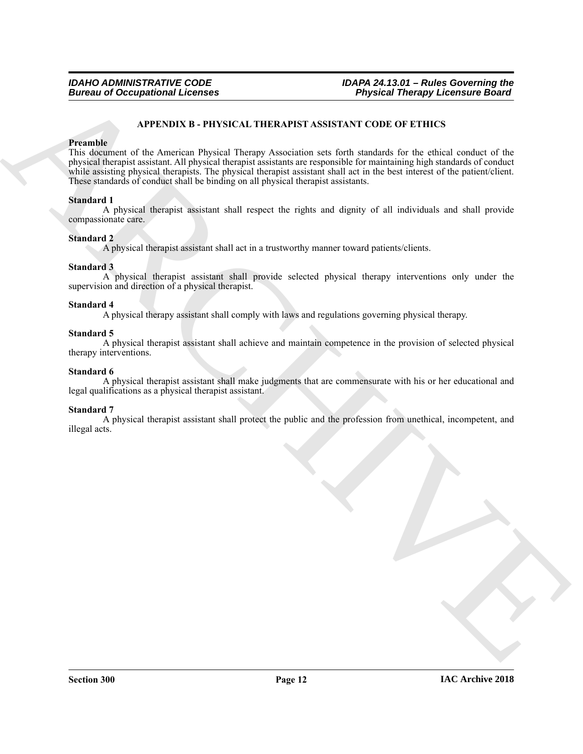## APPENDIX B - PHYSICAL THERAPIST ASSISTANT CODE OF ETHICS

**Preamble**

This document of the American Physical Therapy Association sets forth standards for the ethical conduct of the physical therapist assistant. All physical therapist assistants are responsible for maintaining high standards of conduct while assisting physical therapists. The physical therapist assistant shall act in the best interest of the patient/client. These standards of conduct shall be binding on all physical therapist assistants.

**Standard 1**

A physical therapist assistant shall respect the rights and dignity of all individuals and shall provide compassionate care.

**Standard 2**

A physical therapist assistant shall act in a trustworthy manner toward patients/clients.

**Standard 3**

A physical therapist assistant shall provide selected physical therapy interventions only under the supervision and direction of a physical therapist.

**Standard 4**

A physical therapy assistant shall comply with laws and regulations governing physical therapy.

**Standard 5**

A physical therapist assistant shall achieve and maintain competence in the provision of selected physical therapy interventions.

**Standard 6**

A physical therapist assistant shall make judgments that are commensurate with his or her educational and legal qualifications as a physical therapist assistant.

**Standard 7**

A physical therapist assistant shall protect the public and the profession from unethical, incompetent, and illegal acts.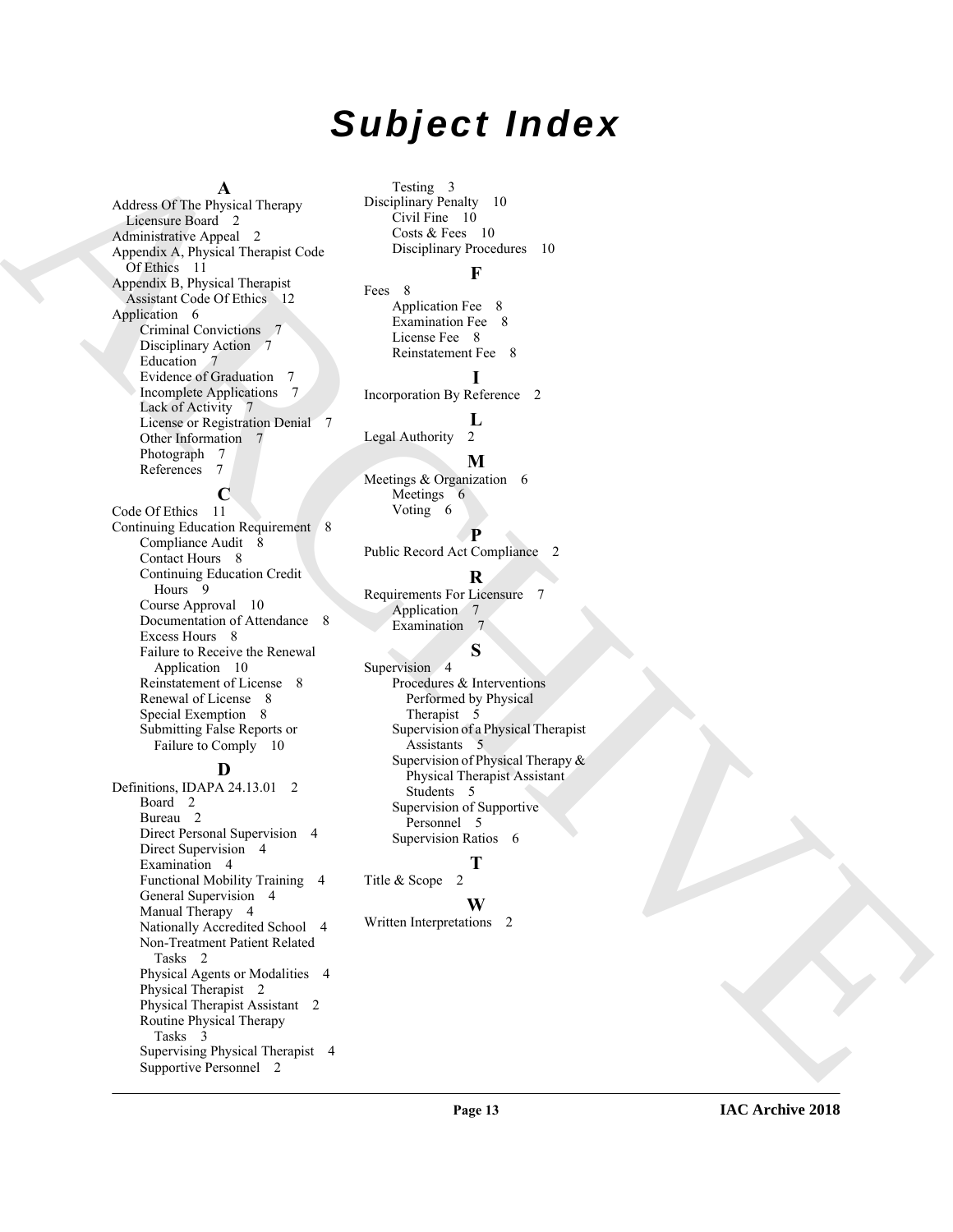# Subject Index

**A**

Address Of The Physical Therapy Licensure Board 2
Administrative Appeal 2
Appendix A, Physical Therapist Code Of Ethics 11
Appendix B, Physical Therapist Assistant Code Of Ethics 12
Application 6
- Criminal Convictions 7
- Disciplinary Action 7
- Education 7
- Evidence of Graduation 7
- Incomplete Applications 7
- Lack of Activity 7
- License or Registration Denial 7
- Other Information 7
- Photograph 7
- References 7

**C**

Code Of Ethics 11
Continuing Education Requirement 8
- Compliance Audit 8
- Contact Hours 8
- Continuing Education Credit Hours 9
- Course Approval 10
- Documentation of Attendance 8
- Excess Hours 8
- Failure to Receive the Renewal Application 10
- Reinstatement of License 8
- Renewal of License 8
- Special Exemption 8
- Submitting False Reports or Failure to Comply 10

**D**

Definitions, IDAPA 24.13.01 2
- Board 2
- Bureau 2
- Direct Personal Supervision 4
- Direct Supervision 4
- Examination 4
- Functional Mobility Training 4
- General Supervision 4
- Manual Therapy 4
- Nationally Accredited School 4
- Non-Treatment Patient Related Tasks 2
- Physical Agents or Modalities 4
- Physical Therapist 2
- Physical Therapist Assistant 2
- Routine Physical Therapy Tasks 3
- Supervising Physical Therapist 4
- Supportive Personnel 2
- Testing 3

Disciplinary Penalty 10
- Civil Fine 10
- Costs & Fees 10
- Disciplinary Procedures 10

**F**

Fees 8
- Application Fee 8
- Examination Fee 8
- License Fee 8
- Reinstatement Fee 8

**I**

Incorporation By Reference 2

**L**

Legal Authority 2

**M**

Meetings & Organization 6
- Meetings 6
- Voting 6

**P**

Public Record Act Compliance 2

**R**

Requirements For Licensure 7
- Application 7
- Examination 7

**S**

Supervision 4
- Procedures & Interventions Performed by Physical Therapist 5
- Supervision of a Physical Therapist Assistants 5
- Supervision of Physical Therapy & Physical Therapist Assistant Students 5
- Supervision of Supportive Personnel 5
- Supervision Ratios 6

**T**

Title & Scope 2

**W**

Written Interpretations 2